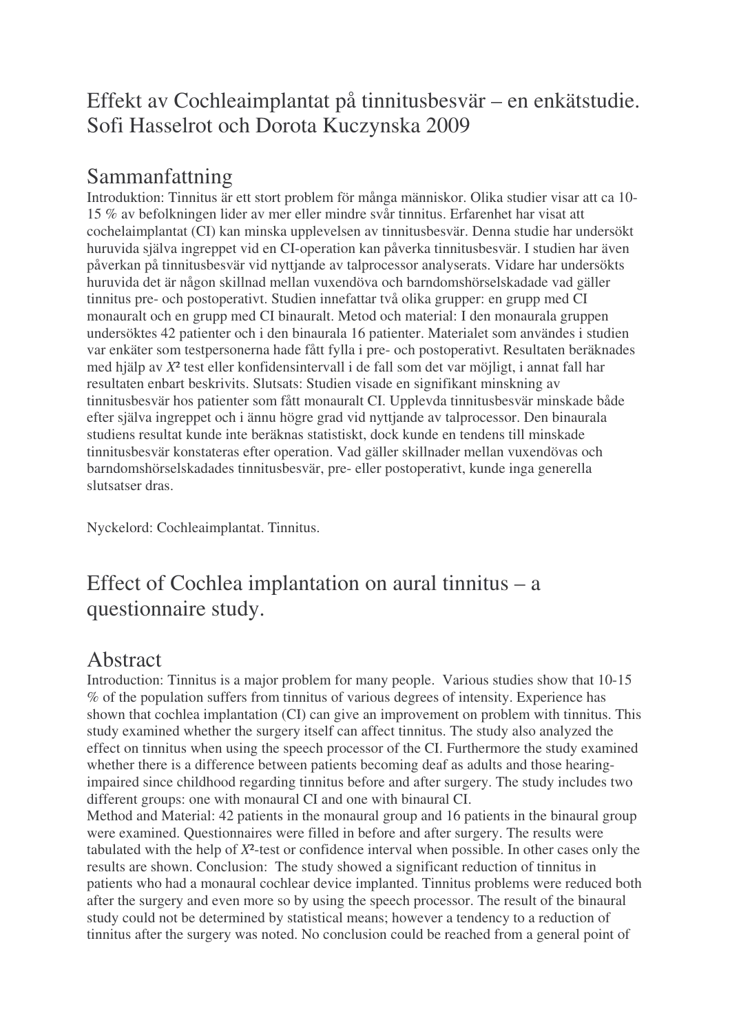# Effekt av Cochleaimplantat på tinnitusbesvär – en enkätstudie. Sofi Hasselrot och Dorota Kuczynska 2009

## Sammanfattning

Introduktion: Tinnitus är ett stort problem för många människor. Olika studier visar att ca 10-15 % av befolkningen lider av mer eller mindre svår tinnitus. Erfarenhet har visat att cochelaimplantat (CI) kan minska upplevelsen av tinnitusbesvär. Denna studie har undersökt huruvida själva ingreppet vid en CI-operation kan påverka tinnitusbesvär. I studien har även påverkan på tinnitusbesvär vid nyttjande av talprocessor analyserats. Vidare har undersökts huruvida det är någon skillnad mellan vuxendöva och barndomshörselskadade vad gäller tinnitus pre- och postoperativt. Studien innefattar två olika grupper: en grupp med CI monauralt och en grupp med CI binauralt. Metod och material: I den monaurala gruppen undersöktes 42 patienter och i den binaurala 16 patienter. Materialet som användes i studien var enkäter som testpersonerna hade fått fylla i pre- och postoperativt. Resultaten beräknades med hjälp av $X^2$ test eller konfidensintervall i de fall som det var möjligt, i annat fall har resultaten enbart beskrivits. Slutsats: Studien visade en signifikant minskning av tinnitusbesvär hos patienter som fått monauralt CI. Upplevda tinnitusbesvär minskade både efter själva ingreppet och i ännu högre grad vid nyttjande av talprocessor. Den binaurala studiens resultat kunde inte beräknas statistiskt, dock kunde en tendens till minskade tinnitusbesvär konstateras efter operation. Vad gäller skillnader mellan vuxendövas och barndomshörselskadades tinnitusbesvär, pre- eller postoperativt, kunde inga generella slutsatser dras.

Nyckelord: Cochleaimplantat. Tinnitus.

# Effect of Cochlea implantation on aural tinnitus – a questionnaire study.

## Abstract

Introduction: Tinnitus is a major problem for many people. Various studies show that 10-15 % of the population suffers from tinnitus of various degrees of intensity. Experience has shown that cochlea implantation (CI) can give an improvement on problem with tinnitus. This study examined whether the surgery itself can affect tinnitus. The study also analyzed the effect on tinnitus when using the speech processor of the CI. Furthermore the study examined whether there is a difference between patients becoming deaf as adults and those hearing-impaired since childhood regarding tinnitus before and after surgery. The study includes two different groups: one with monaural CI and one with binaural CI.

Method and Material: 42 patients in the monaural group and 16 patients in the binaural group were examined. Questionnaires were filled in before and after surgery. The results were tabulated with the help of $X^2$-test or confidence interval when possible. In other cases only the results are shown. Conclusion: The study showed a significant reduction of tinnitus in patients who had a monaural cochlear device implanted. Tinnitus problems were reduced both after the surgery and even more so by using the speech processor. The result of the binaural study could not be determined by statistical means; however a tendency to a reduction of tinnitus after the surgery was noted. No conclusion could be reached from a general point of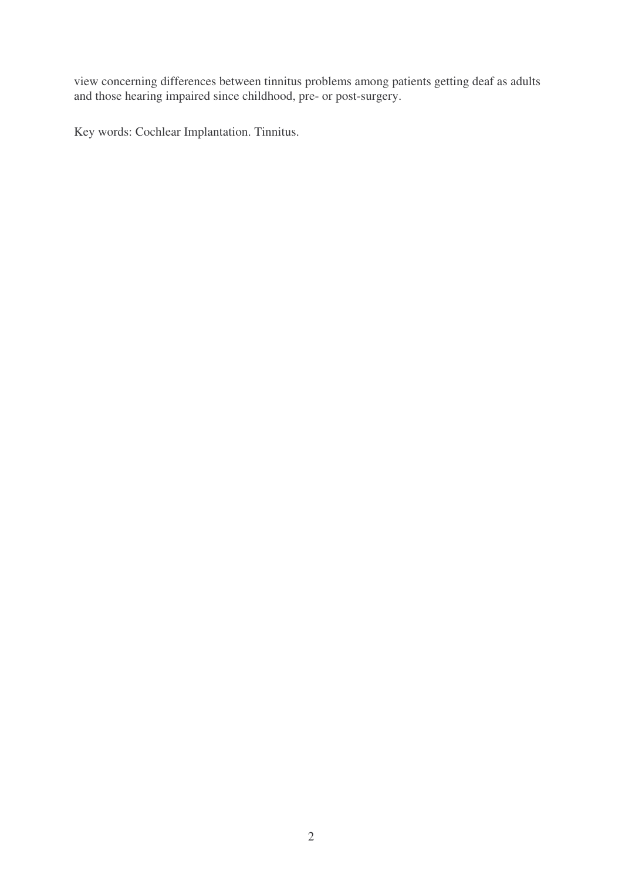view concerning differences between tinnitus problems among patients getting deaf as adults and those hearing impaired since childhood, pre- or post-surgery.

Key words: Cochlear Implantation. Tinnitus.